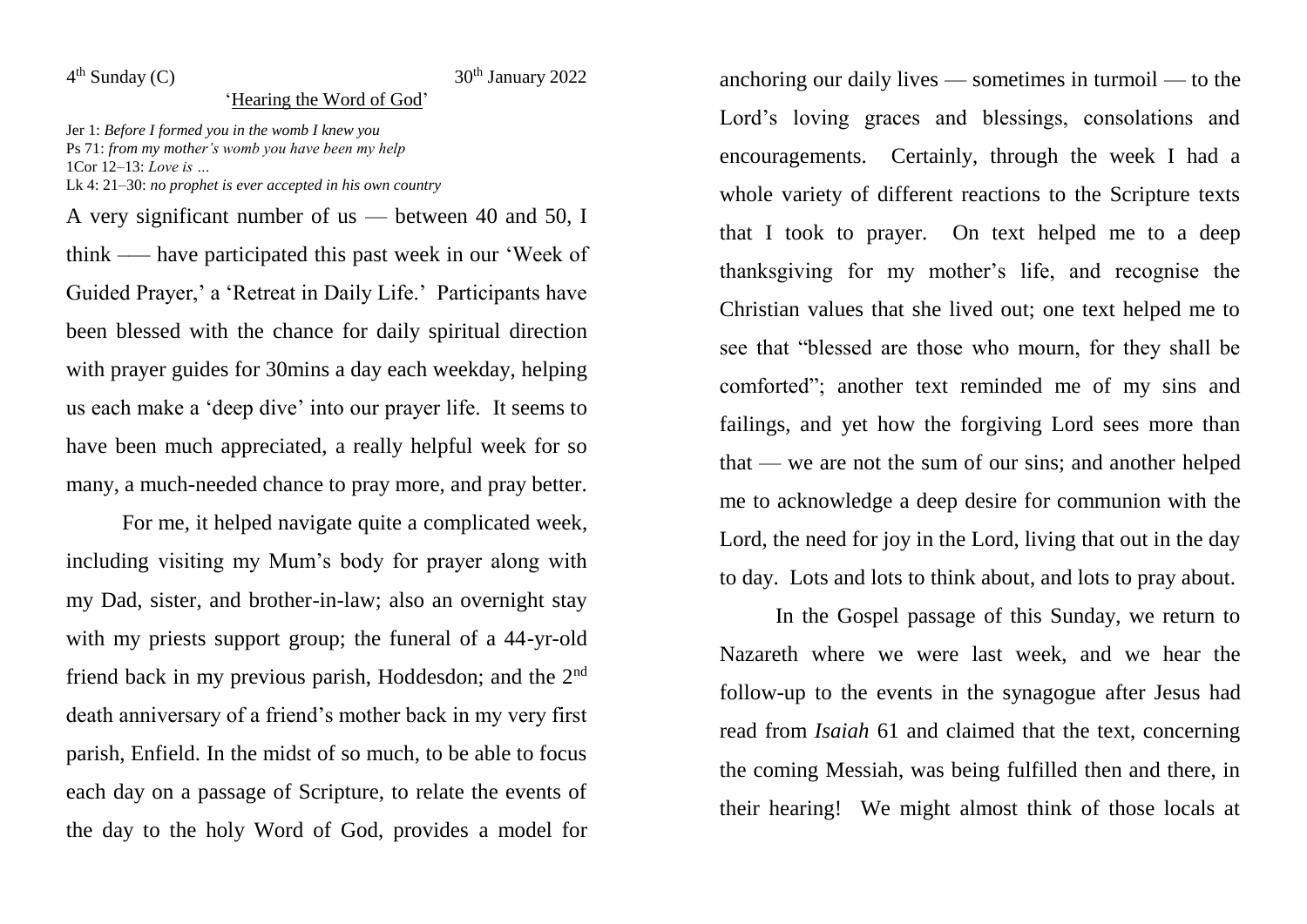4th Sunday (C) 30th January 2022

## 'Hearing the Word of God'

Jer 1: *Before I formed you in the womb I knew you*
Ps 71: *from my mother's womb you have been my help*
1Cor 12–13: *Love is …*
Lk 4: 21–30: *no prophet is ever accepted in his own country*

A very significant number of us — between 40 and 50, I think —– have participated this past week in our 'Week of Guided Prayer,' a 'Retreat in Daily Life.' Participants have been blessed with the chance for daily spiritual direction with prayer guides for 30mins a day each weekday, helping us each make a 'deep dive' into our prayer life. It seems to have been much appreciated, a really helpful week for so many, a much-needed chance to pray more, and pray better.

For me, it helped navigate quite a complicated week, including visiting my Mum's body for prayer along with my Dad, sister, and brother-in-law; also an overnight stay with my priests support group; the funeral of a 44-yr-old friend back in my previous parish, Hoddesdon; and the 2nd death anniversary of a friend's mother back in my very first parish, Enfield. In the midst of so much, to be able to focus each day on a passage of Scripture, to relate the events of the day to the holy Word of God, provides a model for anchoring our daily lives — sometimes in turmoil — to the Lord's loving graces and blessings, consolations and encouragements. Certainly, through the week I had a whole variety of different reactions to the Scripture texts that I took to prayer. On text helped me to a deep thanksgiving for my mother's life, and recognise the Christian values that she lived out; one text helped me to see that "blessed are those who mourn, for they shall be comforted"; another text reminded me of my sins and failings, and yet how the forgiving Lord sees more than that — we are not the sum of our sins; and another helped me to acknowledge a deep desire for communion with the Lord, the need for joy in the Lord, living that out in the day to day. Lots and lots to think about, and lots to pray about.

In the Gospel passage of this Sunday, we return to Nazareth where we were last week, and we hear the follow-up to the events in the synagogue after Jesus had read from *Isaiah* 61 and claimed that the text, concerning the coming Messiah, was being fulfilled then and there, in their hearing! We might almost think of those locals at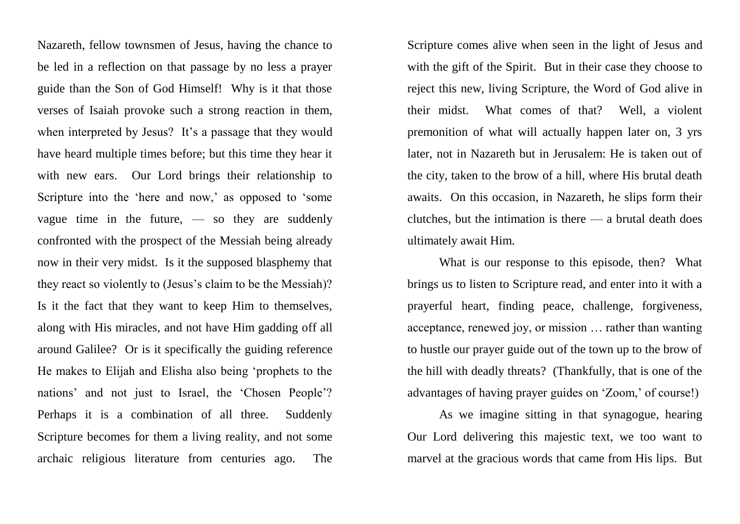Nazareth, fellow townsmen of Jesus, having the chance to be led in a reflection on that passage by no less a prayer guide than the Son of God Himself! Why is it that those verses of Isaiah provoke such a strong reaction in them, when interpreted by Jesus? It's a passage that they would have heard multiple times before; but this time they hear it with new ears. Our Lord brings their relationship to Scripture into the 'here and now,' as opposed to 'some vague time in the future, — so they are suddenly confronted with the prospect of the Messiah being already now in their very midst. Is it the supposed blasphemy that they react so violently to (Jesus's claim to be the Messiah)? Is it the fact that they want to keep Him to themselves, along with His miracles, and not have Him gadding off all around Galilee? Or is it specifically the guiding reference He makes to Elijah and Elisha also being 'prophets to the nations' and not just to Israel, the 'Chosen People'? Perhaps it is a combination of all three. Suddenly Scripture becomes for them a living reality, and not some archaic religious literature from centuries ago. The Scripture comes alive when seen in the light of Jesus and with the gift of the Spirit. But in their case they choose to reject this new, living Scripture, the Word of God alive in their midst. What comes of that? Well, a violent premonition of what will actually happen later on, 3 yrs later, not in Nazareth but in Jerusalem: He is taken out of the city, taken to the brow of a hill, where His brutal death awaits. On this occasion, in Nazareth, he slips form their clutches, but the intimation is there — a brutal death does ultimately await Him.

What is our response to this episode, then? What brings us to listen to Scripture read, and enter into it with a prayerful heart, finding peace, challenge, forgiveness, acceptance, renewed joy, or mission … rather than wanting to hustle our prayer guide out of the town up to the brow of the hill with deadly threats? (Thankfully, that is one of the advantages of having prayer guides on 'Zoom,' of course!)

As we imagine sitting in that synagogue, hearing Our Lord delivering this majestic text, we too want to marvel at the gracious words that came from His lips. But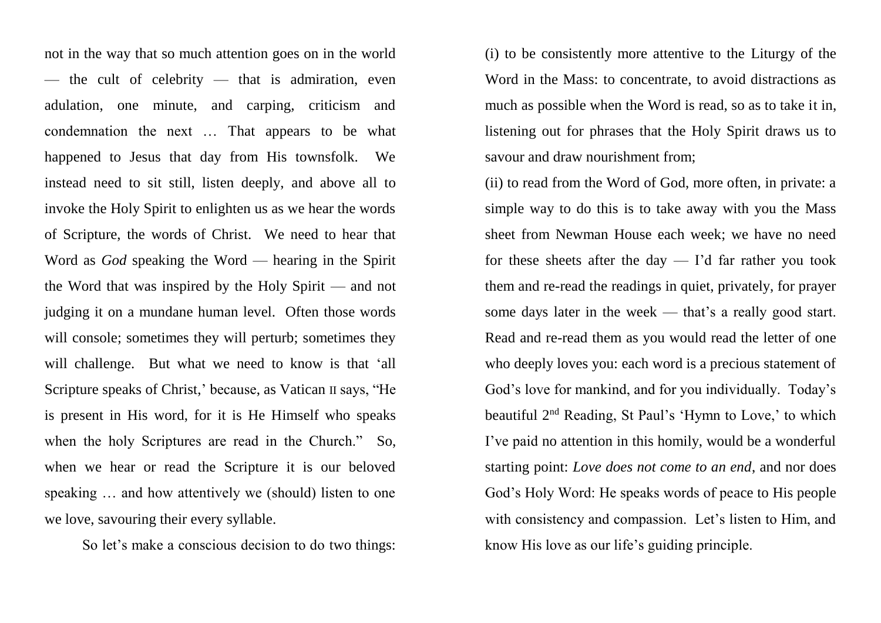not in the way that so much attention goes on in the world — the cult of celebrity — that is admiration, even adulation, one minute, and carping, criticism and condemnation the next … That appears to be what happened to Jesus that day from His townsfolk. We instead need to sit still, listen deeply, and above all to invoke the Holy Spirit to enlighten us as we hear the words of Scripture, the words of Christ. We need to hear that Word as *God* speaking the Word — hearing in the Spirit the Word that was inspired by the Holy Spirit — and not judging it on a mundane human level. Often those words will console; sometimes they will perturb; sometimes they will challenge. But what we need to know is that 'all Scripture speaks of Christ,' because, as Vatican II says, "He is present in His word, for it is He Himself who speaks when the holy Scriptures are read in the Church." So, when we hear or read the Scripture it is our beloved speaking … and how attentively we (should) listen to one we love, savouring their every syllable.

So let's make a conscious decision to do two things:

(i) to be consistently more attentive to the Liturgy of the Word in the Mass: to concentrate, to avoid distractions as much as possible when the Word is read, so as to take it in, listening out for phrases that the Holy Spirit draws us to savour and draw nourishment from;

(ii) to read from the Word of God, more often, in private: a simple way to do this is to take away with you the Mass sheet from Newman House each week; we have no need for these sheets after the day — I'd far rather you took them and re-read the readings in quiet, privately, for prayer some days later in the week — that's a really good start. Read and re-read them as you would read the letter of one who deeply loves you: each word is a precious statement of God's love for mankind, and for you individually. Today's beautiful 2nd Reading, St Paul's 'Hymn to Love,' to which I've paid no attention in this homily, would be a wonderful starting point: *Love does not come to an end*, and nor does God's Holy Word: He speaks words of peace to His people with consistency and compassion. Let's listen to Him, and know His love as our life's guiding principle.